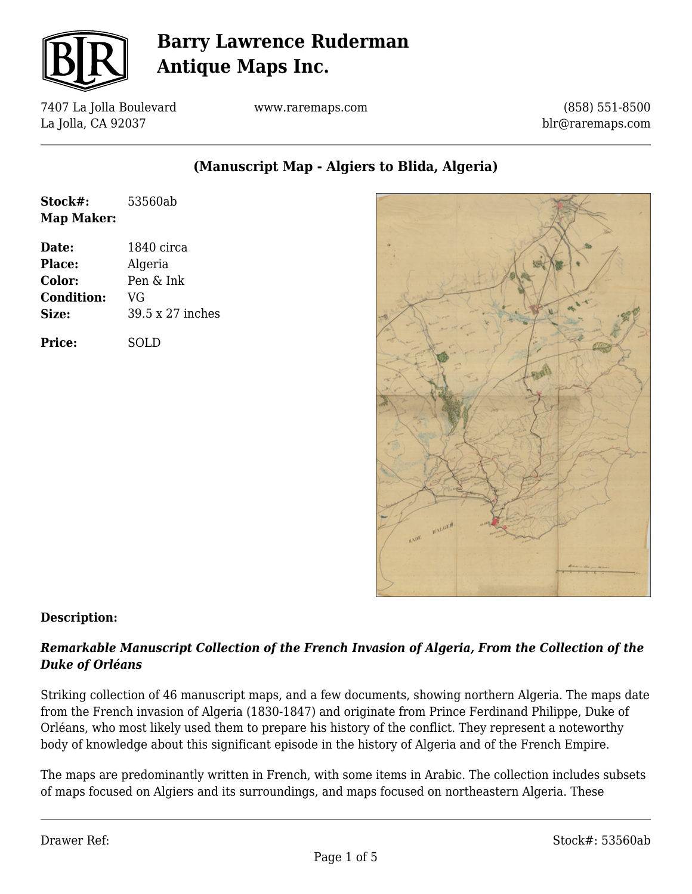# Barry Lawrence Ruderman Antique Maps Inc.

7407 La Jolla Boulevard
La Jolla, CA 92037

www.raremaps.com

(858) 551-8500
blr@raremaps.com

## (Manuscript Map - Algiers to Blida, Algeria)

**Stock#:** 53560ab
**Map Maker:**

**Date:** 1840 circa
**Place:** Algeria
**Color:** Pen & Ink
**Condition:** VG
**Size:** 39.5 x 27 inches

**Price:** SOLD

**Description:**

***Remarkable Manuscript Collection of the French Invasion of Algeria, From the Collection of the Duke of Orléans***

Striking collection of 46 manuscript maps, and a few documents, showing northern Algeria. The maps date from the French invasion of Algeria (1830-1847) and originate from Prince Ferdinand Philippe, Duke of Orléans, who most likely used them to prepare his history of the conflict. They represent a noteworthy body of knowledge about this significant episode in the history of Algeria and of the French Empire.

The maps are predominantly written in French, with some items in Arabic. The collection includes subsets of maps focused on Algiers and its surroundings, and maps focused on northeastern Algeria. These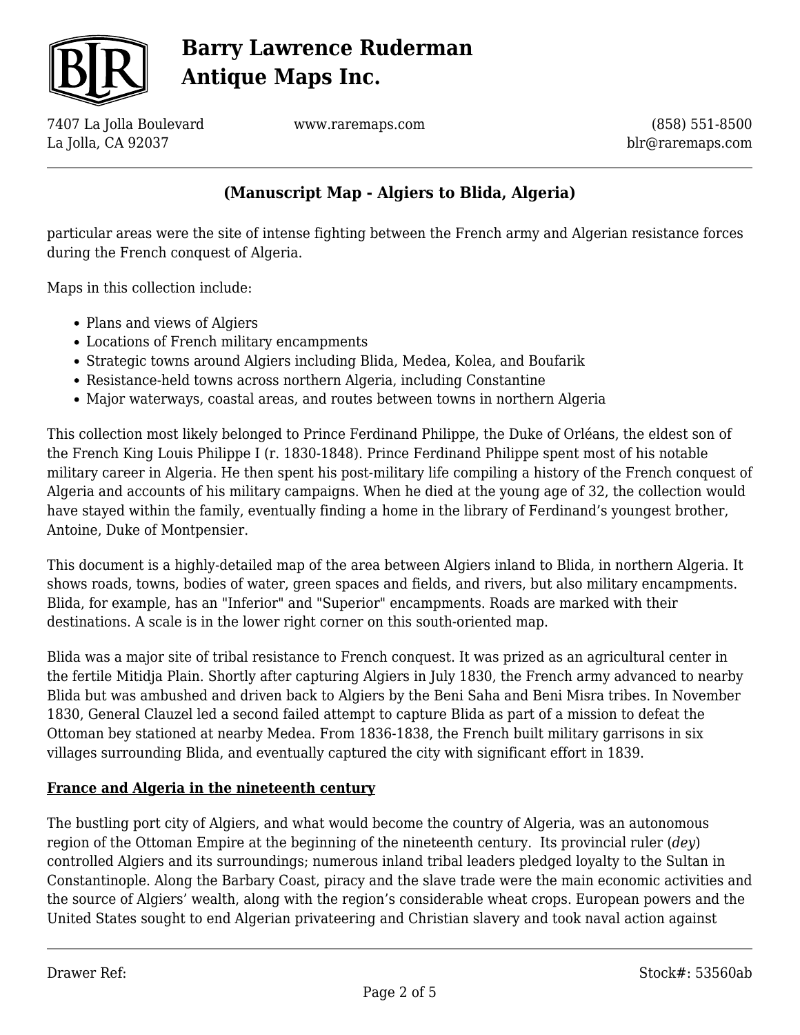particular areas were the site of intense fighting between the French army and Algerian resistance forces during the French conquest of Algeria.

Maps in this collection include:

- Plans and views of Algiers
- Locations of French military encampments
- Strategic towns around Algiers including Blida, Medea, Kolea, and Boufarik
- Resistance-held towns across northern Algeria, including Constantine
- Major waterways, coastal areas, and routes between towns in northern Algeria

This collection most likely belonged to Prince Ferdinand Philippe, the Duke of Orléans, the eldest son of the French King Louis Philippe I (r. 1830-1848). Prince Ferdinand Philippe spent most of his notable military career in Algeria. He then spent his post-military life compiling a history of the French conquest of Algeria and accounts of his military campaigns. When he died at the young age of 32, the collection would have stayed within the family, eventually finding a home in the library of Ferdinand's youngest brother, Antoine, Duke of Montpensier.

This document is a highly-detailed map of the area between Algiers inland to Blida, in northern Algeria. It shows roads, towns, bodies of water, green spaces and fields, and rivers, but also military encampments. Blida, for example, has an "Inferior" and "Superior" encampments. Roads are marked with their destinations. A scale is in the lower right corner on this south-oriented map.

Blida was a major site of tribal resistance to French conquest. It was prized as an agricultural center in the fertile Mitidja Plain. Shortly after capturing Algiers in July 1830, the French army advanced to nearby Blida but was ambushed and driven back to Algiers by the Beni Saha and Beni Misra tribes. In November 1830, General Clauzel led a second failed attempt to capture Blida as part of a mission to defeat the Ottoman bey stationed at nearby Medea. From 1836-1838, the French built military garrisons in six villages surrounding Blida, and eventually captured the city with significant effort in 1839.

## France and Algeria in the nineteenth century

The bustling port city of Algiers, and what would become the country of Algeria, was an autonomous region of the Ottoman Empire at the beginning of the nineteenth century. Its provincial ruler (*dey*) controlled Algiers and its surroundings; numerous inland tribal leaders pledged loyalty to the Sultan in Constantinople. Along the Barbary Coast, piracy and the slave trade were the main economic activities and the source of Algiers' wealth, along with the region's considerable wheat crops. European powers and the United States sought to end Algerian privateering and Christian slavery and took naval action against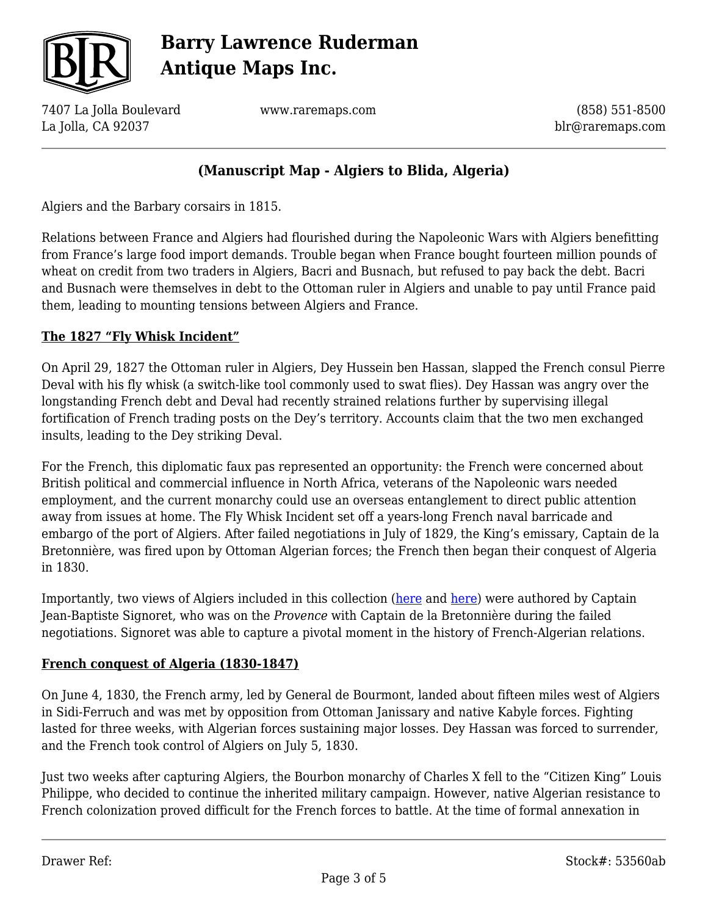Algiers and the Barbary corsairs in 1815.

Relations between France and Algiers had flourished during the Napoleonic Wars with Algiers benefitting from France's large food import demands. Trouble began when France bought fourteen million pounds of wheat on credit from two traders in Algiers, Bacri and Busnach, but refused to pay back the debt. Bacri and Busnach were themselves in debt to the Ottoman ruler in Algiers and unable to pay until France paid them, leading to mounting tensions between Algiers and France.

**The 1827 "Fly Whisk Incident"**

On April 29, 1827 the Ottoman ruler in Algiers, Dey Hussein ben Hassan, slapped the French consul Pierre Deval with his fly whisk (a switch-like tool commonly used to swat flies). Dey Hassan was angry over the longstanding French debt and Deval had recently strained relations further by supervising illegal fortification of French trading posts on the Dey's territory. Accounts claim that the two men exchanged insults, leading to the Dey striking Deval.

For the French, this diplomatic faux pas represented an opportunity: the French were concerned about British political and commercial influence in North Africa, veterans of the Napoleonic wars needed employment, and the current monarchy could use an overseas entanglement to direct public attention away from issues at home. The Fly Whisk Incident set off a years-long French naval barricade and embargo of the port of Algiers. After failed negotiations in July of 1829, the King's emissary, Captain de la Bretonnière, was fired upon by Ottoman Algerian forces; the French then began their conquest of Algeria in 1830.

Importantly, two views of Algiers included in this collection (here and here) were authored by Captain Jean-Baptiste Signoret, who was on the *Provence* with Captain de la Bretonnière during the failed negotiations. Signoret was able to capture a pivotal moment in the history of French-Algerian relations.

**French conquest of Algeria (1830-1847)**

On June 4, 1830, the French army, led by General de Bourmont, landed about fifteen miles west of Algiers in Sidi-Ferruch and was met by opposition from Ottoman Janissary and native Kabyle forces. Fighting lasted for three weeks, with Algerian forces sustaining major losses. Dey Hassan was forced to surrender, and the French took control of Algiers on July 5, 1830.

Just two weeks after capturing Algiers, the Bourbon monarchy of Charles X fell to the "Citizen King" Louis Philippe, who decided to continue the inherited military campaign. However, native Algerian resistance to French colonization proved difficult for the French forces to battle. At the time of formal annexation in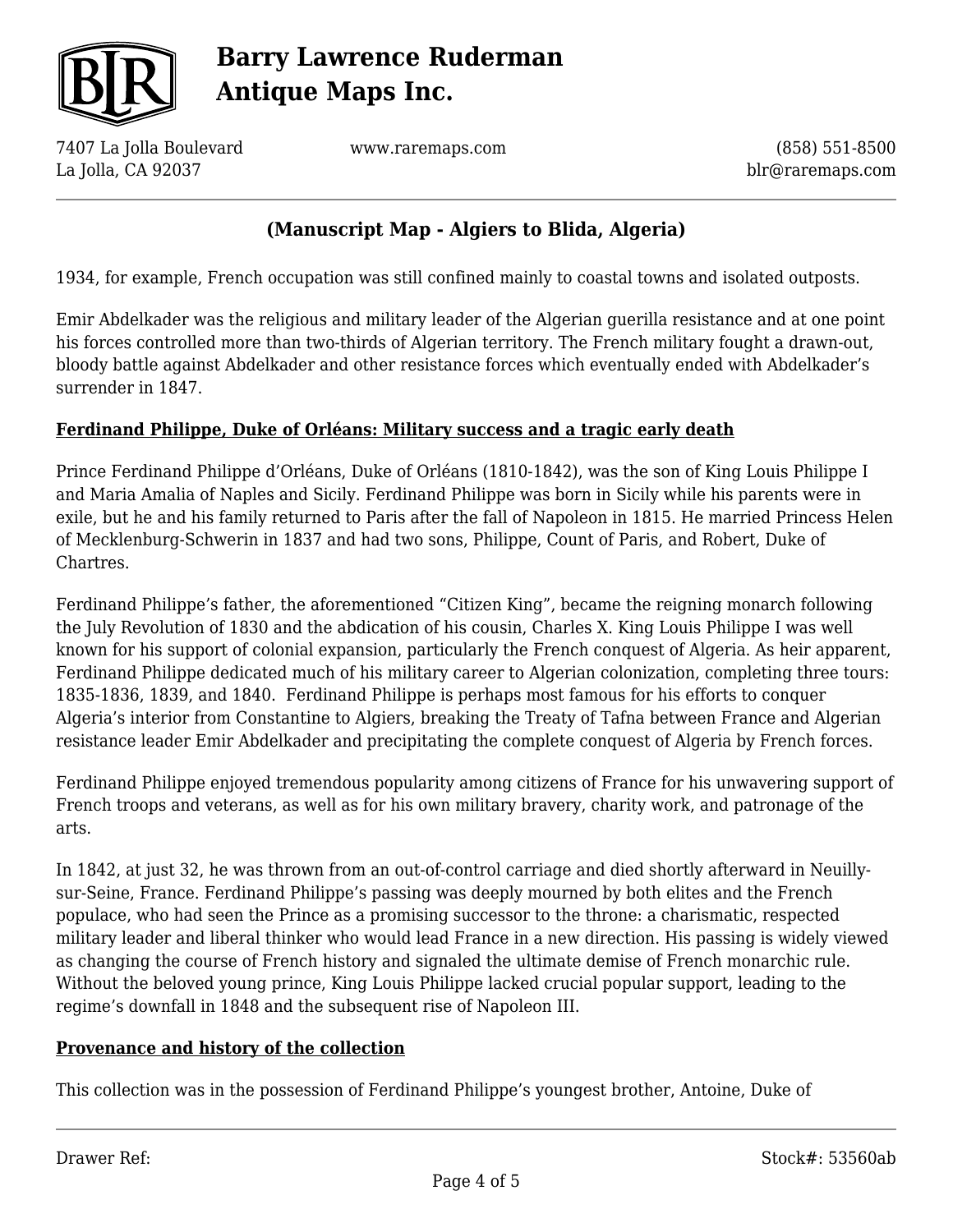1934, for example, French occupation was still confined mainly to coastal towns and isolated outposts.

Emir Abdelkader was the religious and military leader of the Algerian guerilla resistance and at one point his forces controlled more than two-thirds of Algerian territory. The French military fought a drawn-out, bloody battle against Abdelkader and other resistance forces which eventually ended with Abdelkader's surrender in 1847.

**Ferdinand Philippe, Duke of Orléans: Military success and a tragic early death**

Prince Ferdinand Philippe d'Orléans, Duke of Orléans (1810-1842), was the son of King Louis Philippe I and Maria Amalia of Naples and Sicily. Ferdinand Philippe was born in Sicily while his parents were in exile, but he and his family returned to Paris after the fall of Napoleon in 1815. He married Princess Helen of Mecklenburg-Schwerin in 1837 and had two sons, Philippe, Count of Paris, and Robert, Duke of Chartres.

Ferdinand Philippe's father, the aforementioned "Citizen King", became the reigning monarch following the July Revolution of 1830 and the abdication of his cousin, Charles X. King Louis Philippe I was well known for his support of colonial expansion, particularly the French conquest of Algeria. As heir apparent, Ferdinand Philippe dedicated much of his military career to Algerian colonization, completing three tours: 1835-1836, 1839, and 1840. Ferdinand Philippe is perhaps most famous for his efforts to conquer Algeria's interior from Constantine to Algiers, breaking the Treaty of Tafna between France and Algerian resistance leader Emir Abdelkader and precipitating the complete conquest of Algeria by French forces.

Ferdinand Philippe enjoyed tremendous popularity among citizens of France for his unwavering support of French troops and veterans, as well as for his own military bravery, charity work, and patronage of the arts.

In 1842, at just 32, he was thrown from an out-of-control carriage and died shortly afterward in Neuilly-sur-Seine, France. Ferdinand Philippe's passing was deeply mourned by both elites and the French populace, who had seen the Prince as a promising successor to the throne: a charismatic, respected military leader and liberal thinker who would lead France in a new direction. His passing is widely viewed as changing the course of French history and signaled the ultimate demise of French monarchic rule. Without the beloved young prince, King Louis Philippe lacked crucial popular support, leading to the regime's downfall in 1848 and the subsequent rise of Napoleon III.

**Provenance and history of the collection**

This collection was in the possession of Ferdinand Philippe's youngest brother, Antoine, Duke of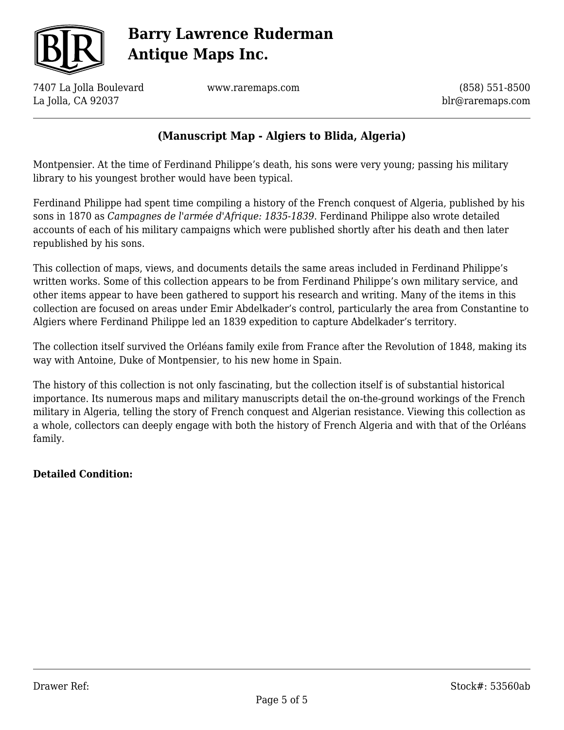## (Manuscript Map - Algiers to Blida, Algeria)

Montpensier. At the time of Ferdinand Philippe's death, his sons were very young; passing his military library to his youngest brother would have been typical.

Ferdinand Philippe had spent time compiling a history of the French conquest of Algeria, published by his sons in 1870 as *Campagnes de l'armée d'Afrique: 1835-1839*. Ferdinand Philippe also wrote detailed accounts of each of his military campaigns which were published shortly after his death and then later republished by his sons.

This collection of maps, views, and documents details the same areas included in Ferdinand Philippe's written works. Some of this collection appears to be from Ferdinand Philippe's own military service, and other items appear to have been gathered to support his research and writing. Many of the items in this collection are focused on areas under Emir Abdelkader's control, particularly the area from Constantine to Algiers where Ferdinand Philippe led an 1839 expedition to capture Abdelkader's territory.

The collection itself survived the Orléans family exile from France after the Revolution of 1848, making its way with Antoine, Duke of Montpensier, to his new home in Spain.

The history of this collection is not only fascinating, but the collection itself is of substantial historical importance. Its numerous maps and military manuscripts detail the on-the-ground workings of the French military in Algeria, telling the story of French conquest and Algerian resistance. Viewing this collection as a whole, collectors can deeply engage with both the history of French Algeria and with that of the Orléans family.

**Detailed Condition:**

Drawer Ref:

Stock#: 53560ab